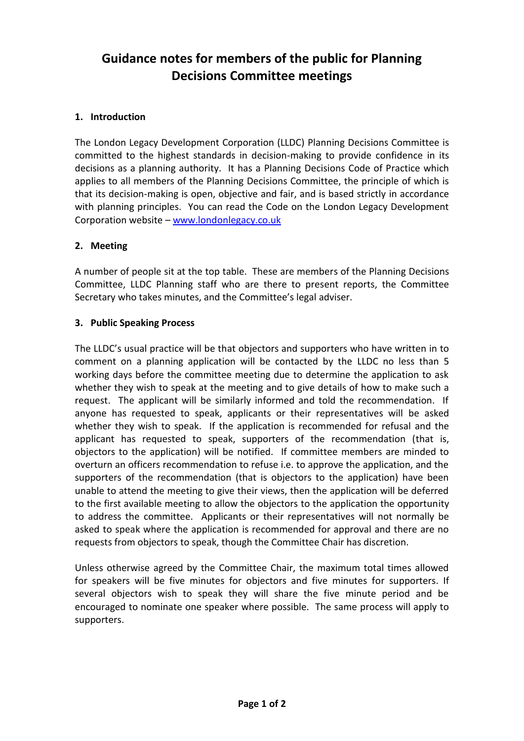# Guidance notes for members of the public for Planning Decisions Committee meetings

## 1. Introduction

The London Legacy Development Corporation (LLDC) Planning Decisions Committee is committed to the highest standards in decision-making to provide confidence in its decisions as a planning authority. It has a Planning Decisions Code of Practice which applies to all members of the Planning Decisions Committee, the principle of which is that its decision-making is open, objective and fair, and is based strictly in accordance with planning principles. You can read the Code on the London Legacy Development Corporation website – [www.londonlegacy.co.uk](http://www.londonlegacy.co.uk)

## 2. Meeting

A number of people sit at the top table. These are members of the Planning Decisions Committee, LLDC Planning staff who are there to present reports, the Committee Secretary who takes minutes, and the Committee's legal adviser.

## 3. Public Speaking Process

The LLDC's usual practice will be that objectors and supporters who have written in to comment on a planning application will be contacted by the LLDC no less than 5 working days before the committee meeting due to determine the application to ask whether they wish to speak at the meeting and to give details of how to make such a request. The applicant will be similarly informed and told the recommendation. If anyone has requested to speak, applicants or their representatives will be asked whether they wish to speak. If the application is recommended for refusal and the applicant has requested to speak, supporters of the recommendation (that is, objectors to the application) will be notified. If committee members are minded to overturn an officers recommendation to refuse i.e. to approve the application, and the supporters of the recommendation (that is objectors to the application) have been unable to attend the meeting to give their views, then the application will be deferred to the first available meeting to allow the objectors to the application the opportunity to address the committee. Applicants or their representatives will not normally be asked to speak where the application is recommended for approval and there are no requests from objectors to speak, though the Committee Chair has discretion.

Unless otherwise agreed by the Committee Chair, the maximum total times allowed for speakers will be five minutes for objectors and five minutes for supporters. If several objectors wish to speak they will share the five minute period and be encouraged to nominate one speaker where possible. The same process will apply to supporters.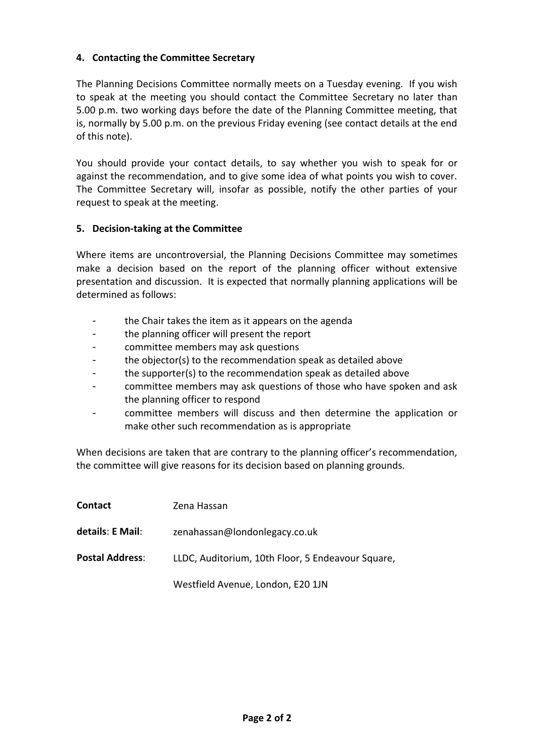## 4. Contacting the Committee Secretary

The Planning Decisions Committee normally meets on a Tuesday evening. If you wish to speak at the meeting you should contact the Committee Secretary no later than 5.00 p.m. two working days before the date of the Planning Committee meeting, that is, normally by 5.00 p.m. on the previous Friday evening (see contact details at the end of this note).

You should provide your contact details, to say whether you wish to speak for or against the recommendation, and to give some idea of what points you wish to cover. The Committee Secretary will, insofar as possible, notify the other parties of your request to speak at the meeting.

## 5. Decision-taking at the Committee

Where items are uncontroversial, the Planning Decisions Committee may sometimes make a decision based on the report of the planning officer without extensive presentation and discussion. It is expected that normally planning applications will be determined as follows:

- the Chair takes the item as it appears on the agenda
- the planning officer will present the report
- committee members may ask questions
- the objector(s) to the recommendation speak as detailed above
- the supporter(s) to the recommendation speak as detailed above
- committee members may ask questions of those who have spoken and ask the planning officer to respond
- committee members will discuss and then determine the application or make other such recommendation as is appropriate

When decisions are taken that are contrary to the planning officer's recommendation, the committee will give reasons for its decision based on planning grounds.

**Contact** Zena Hassan

**details**: **E Mail**: zenahassan@londonlegacy.co.uk

**Postal Address**: LLDC, Auditorium, 10th Floor, 5 Endeavour Square,

Westfield Avenue, London, E20 1JN